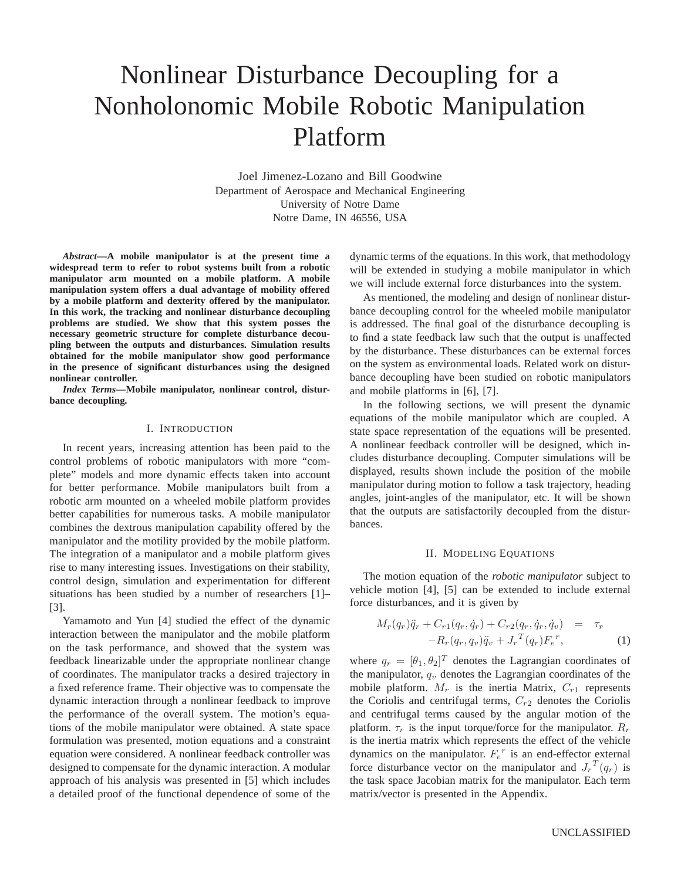# Nonlinear Disturbance Decoupling for a Nonholonomic Mobile Robotic Manipulation Platform

Joel Jimenez-Lozano and Bill Goodwine
Department of Aerospace and Mechanical Engineering
University of Notre Dame
Notre Dame, IN 46556, USA

***Abstract*—A mobile manipulator is at the present time a widespread term to refer to robot systems built from a robotic manipulator arm mounted on a mobile platform. A mobile manipulation system offers a dual advantage of mobility offered by a mobile platform and dexterity offered by the manipulator. In this work, the tracking and nonlinear disturbance decoupling problems are studied. We show that this system posses the necessary geometric structure for complete disturbance decoupling between the outputs and disturbances. Simulation results obtained for the mobile manipulator show good performance in the presence of significant disturbances using the designed nonlinear controller.**

***Index Terms*—Mobile manipulator, nonlinear control, disturbance decoupling.**

## I. Introduction

In recent years, increasing attention has been paid to the control problems of robotic manipulators with more "complete" models and more dynamic effects taken into account for better performance. Mobile manipulators built from a robotic arm mounted on a wheeled mobile platform provides better capabilities for numerous tasks. A mobile manipulator combines the dextrous manipulation capability offered by the manipulator and the motility provided by the mobile platform. The integration of a manipulator and a mobile platform gives rise to many interesting issues. Investigations on their stability, control design, simulation and experimentation for different situations has been studied by a number of researchers [1]–[3].

Yamamoto and Yun [4] studied the effect of the dynamic interaction between the manipulator and the mobile platform on the task performance, and showed that the system was feedback linearizable under the appropriate nonlinear change of coordinates. The manipulator tracks a desired trajectory in a fixed reference frame. Their objective was to compensate the dynamic interaction through a nonlinear feedback to improve the performance of the overall system. The motion's equations of the mobile manipulator were obtained. A state space formulation was presented, motion equations and a constraint equation were considered. A nonlinear feedback controller was designed to compensate for the dynamic interaction. A modular approach of his analysis was presented in [5] which includes a detailed proof of the functional dependence of some of the dynamic terms of the equations. In this work, that methodology will be extended in studying a mobile manipulator in which we will include external force disturbances into the system.

As mentioned, the modeling and design of nonlinear disturbance decoupling control for the wheeled mobile manipulator is addressed. The final goal of the disturbance decoupling is to find a state feedback law such that the output is unaffected by the disturbance. These disturbances can be external forces on the system as environmental loads. Related work on disturbance decoupling have been studied on robotic manipulators and mobile platforms in [6], [7].

In the following sections, we will present the dynamic equations of the mobile manipulator which are coupled. A state space representation of the equations will be presented. A nonlinear feedback controller will be designed, which includes disturbance decoupling. Computer simulations will be displayed, results shown include the position of the mobile manipulator during motion to follow a task trajectory, heading angles, joint-angles of the manipulator, etc. It will be shown that the outputs are satisfactorily decoupled from the disturbances.

## II. Modeling Equations

The motion equation of the *robotic manipulator* subject to vehicle motion [4], [5] can be extended to include external force disturbances, and it is given by

$$\begin{aligned} M_r(q_r)\ddot{q}_r + C_{r1}(q_r, \dot{q}_r) + C_{r2}(q_r, \dot{q}_r, \dot{q}_v) &= \tau_r \\ &\quad -R_r(q_r, q_v)\ddot{q}_v + {J_r}^T(q_r){F_e}^r, \end{aligned} \tag{1}$$

where $q_r = [\theta_1, \theta_2]^T$ denotes the Lagrangian coordinates of the manipulator, $q_v$ denotes the Lagrangian coordinates of the mobile platform. $M_r$ is the inertia Matrix, $C_{r1}$ represents the Coriolis and centrifugal terms, $C_{r2}$ denotes the Coriolis and centrifugal terms caused by the angular motion of the platform. $\tau_r$ is the input torque/force for the manipulator. $R_r$ is the inertia matrix which represents the effect of the vehicle dynamics on the manipulator. ${F_e}^r$ is an end-effector external force disturbance vector on the manipulator and ${J_r}^T(q_r)$ is the task space Jacobian matrix for the manipulator. Each term matrix/vector is presented in the Appendix.

UNCLASSIFIED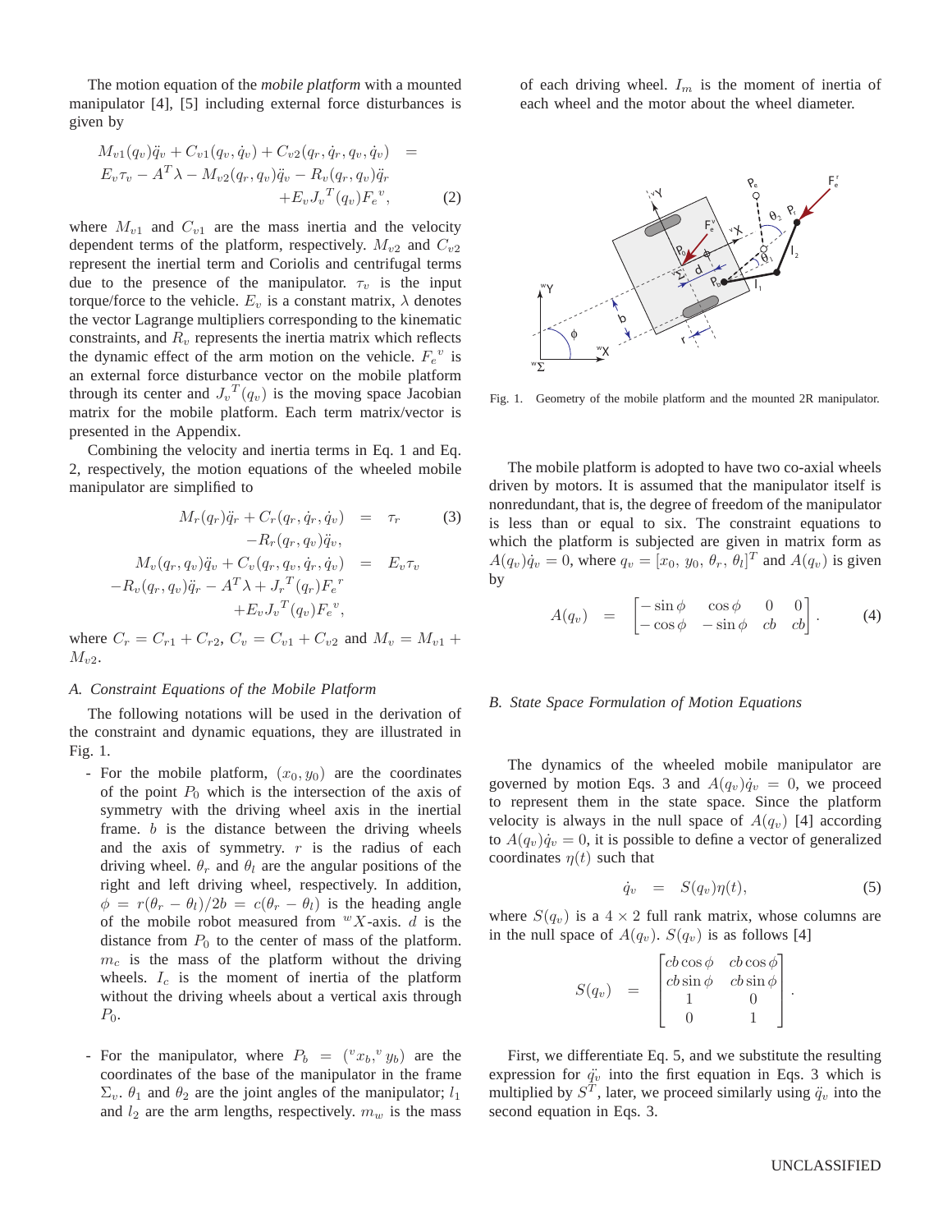The motion equation of the *mobile platform* with a mounted manipulator [4], [5] including external force disturbances is given by

$$
\begin{aligned}
M_{v1}(q_v)\ddot{q}_v + C_{v1}(q_v, \dot{q}_v) + C_{v2}(q_r, \dot{q}_r, q_v, \dot{q}_v) \; &= \\
E_v\tau_v - A^T\lambda - M_{v2}(q_r, q_v)\ddot{q}_v - R_v(q_r, q_v)\ddot{q}_r & \\
+ E_v {J_v}^T(q_v) {F_e}^v, & \qquad (2)
\end{aligned}
$$

where $M_{v1}$ and $C_{v1}$ are the mass inertia and the velocity dependent terms of the platform, respectively. $M_{v2}$ and $C_{v2}$ represent the inertial term and Coriolis and centrifugal terms due to the presence of the manipulator. $\tau_v$ is the input torque/force to the vehicle. $E_v$ is a constant matrix, $\lambda$ denotes the vector Lagrange multipliers corresponding to the kinematic constraints, and $R_v$ represents the inertia matrix which reflects the dynamic effect of the arm motion on the vehicle. ${F_e}^v$ is an external force disturbance vector on the mobile platform through its center and ${J_v}^T(q_v)$ is the moving space Jacobian matrix for the mobile platform. Each term matrix/vector is presented in the Appendix.

Combining the velocity and inertia terms in Eq. 1 and Eq. 2, respectively, the motion equations of the wheeled mobile manipulator are simplified to

$$
\begin{aligned}
M_r(q_r)\ddot{q}_r + C_r(q_r, \dot{q}_r, \dot{q}_v) \; &= \; \tau_r \qquad (3) \\
& \quad - R_r(q_r, q_v)\ddot{q}_v, \\
M_v(q_r, q_v)\ddot{q}_v + C_v(q_r, q_v, \dot{q}_r, \dot{q}_v) \; &= \; E_v\tau_v \\
-R_v(q_r, q_v)\ddot{q}_r - A^T\lambda + {J_r}^T(q_r){F_e}^r & \\
+ E_v {J_v}^T(q_v){F_e}^v, &
\end{aligned}
$$

where $C_r = C_{r1} + C_{r2}$, $C_v = C_{v1} + C_{v2}$ and $M_v = M_{v1} + M_{v2}$.

### A. Constraint Equations of the Mobile Platform

The following notations will be used in the derivation of the constraint and dynamic equations, they are illustrated in Fig. 1.

- For the mobile platform, $(x_0, y_0)$ are the coordinates of the point $P_0$ which is the intersection of the axis of symmetry with the driving wheel axis in the inertial frame. $b$ is the distance between the driving wheels and the axis of symmetry. $r$ is the radius of each driving wheel. $\theta_r$ and $\theta_l$ are the angular positions of the right and left driving wheel, respectively. In addition, $\phi = r(\theta_r - \theta_l)/2b = c(\theta_r - \theta_l)$ is the heading angle of the mobile robot measured from ${}^wX$-axis. $d$ is the distance from $P_0$ to the center of mass of the platform. $m_c$ is the mass of the platform without the driving wheels. $I_c$ is the moment of inertia of the platform without the driving wheels about a vertical axis through $P_0$.
- For the manipulator, where $P_b = ({}^vx_b, {}^vy_b)$ are the coordinates of the base of the manipulator in the frame $\Sigma_v$. $\theta_1$ and $\theta_2$ are the joint angles of the manipulator; $l_1$ and $l_2$ are the arm lengths, respectively. $m_w$ is the mass of each driving wheel. $I_m$ is the moment of inertia of each wheel and the motor about the wheel diameter.

Fig. 1. Geometry of the mobile platform and the mounted 2R manipulator.

The mobile platform is adopted to have two co-axial wheels driven by motors. It is assumed that the manipulator itself is nonredundant, that is, the degree of freedom of the manipulator is less than or equal to six. The constraint equations to which the platform is subjected are given in matrix form as $A(q_v)\dot{q}_v = 0$, where $q_v = [x_0,\ y_0,\ \theta_r,\ \theta_l]^T$ and $A(q_v)$ is given by

$$
A(q_v) \;=\; \begin{bmatrix} -\sin\phi & \cos\phi & 0 & 0 \\ -\cos\phi & -\sin\phi & cb & cb \end{bmatrix}. \qquad (4)
$$

### B. State Space Formulation of Motion Equations

The dynamics of the wheeled mobile manipulator are governed by motion Eqs. 3 and $A(q_v)\dot{q}_v = 0$, we proceed to represent them in the state space. Since the platform velocity is always in the null space of $A(q_v)$ [4] according to $A(q_v)\dot{q}_v = 0$, it is possible to define a vector of generalized coordinates $\eta(t)$ such that

$$
\dot{q}_v \;=\; S(q_v)\eta(t), \qquad (5)
$$

where $S(q_v)$ is a $4 \times 2$ full rank matrix, whose columns are in the null space of $A(q_v)$. $S(q_v)$ is as follows [4]

$$
S(q_v) \;=\; \begin{bmatrix} cb\cos\phi & cb\cos\phi \\ cb\sin\phi & cb\sin\phi \\ 1 & 0 \\ 0 & 1 \end{bmatrix}.
$$

First, we differentiate Eq. 5, and we substitute the resulting expression for $\ddot{q}_v$ into the first equation in Eqs. 3 which is multiplied by $S^T$, later, we proceed similarly using $\ddot{q}_v$ into the second equation in Eqs. 3.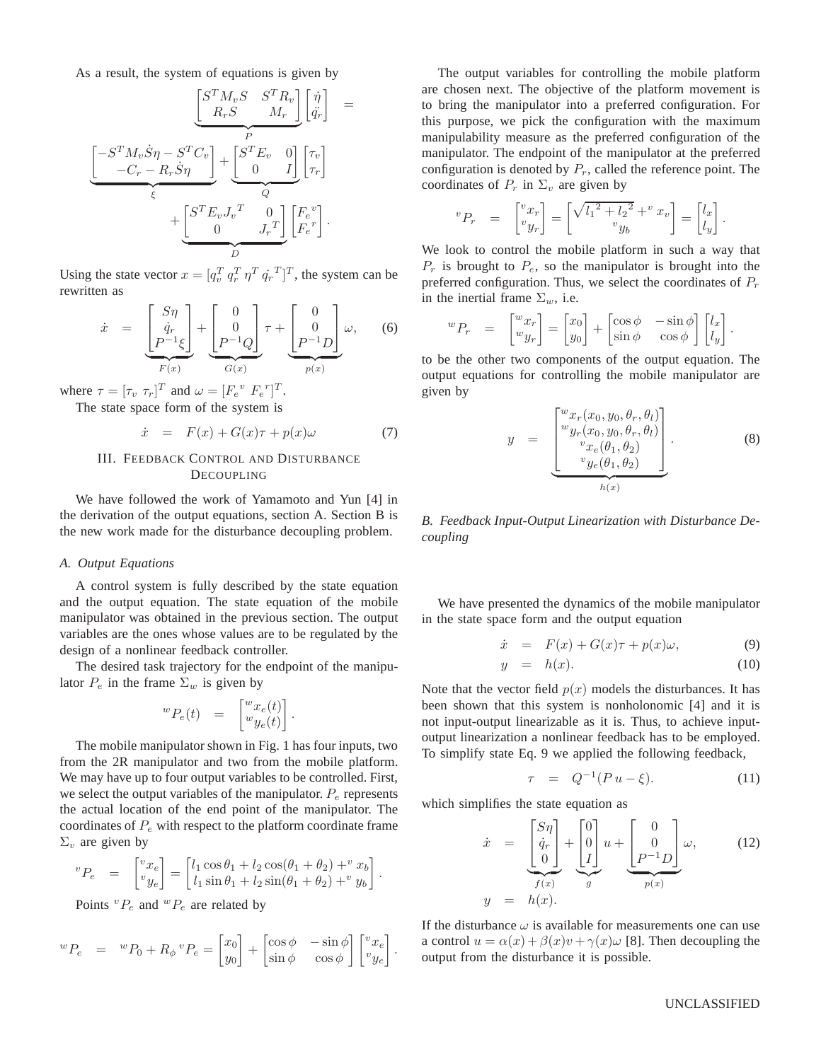As a result, the system of equations is given by

$$\underbrace{\begin{bmatrix} S^T M_v S & S^T R_v \\ R_r S & M_r \end{bmatrix}}_{P} \begin{bmatrix} \dot{\eta} \\ \ddot{q}_r \end{bmatrix} = \underbrace{\begin{bmatrix} -S^T M_v \dot{S}\eta - S^T C_v \\ -C_r - R_r \dot{S}\eta \end{bmatrix}}_{\xi} + \underbrace{\begin{bmatrix} S^T E_v & 0 \\ 0 & I \end{bmatrix}}_{Q} \begin{bmatrix} \tau_v \\ \tau_r \end{bmatrix} + \underbrace{\begin{bmatrix} S^T E_v {J_v}^T & 0 \\ 0 & {J_r}^T \end{bmatrix}}_{D} \begin{bmatrix} {F_e}^v \\ {F_e}^r \end{bmatrix}.$$

Using the state vector $x = [q_v^T \; q_r^T \; \eta^T \; \dot{q_r}^T]^T$, the system can be rewritten as

$$\dot{x} = \underbrace{\begin{bmatrix} S\eta \\ \dot{q}_r \\ P^{-1}\xi \end{bmatrix}}_{F(x)} + \underbrace{\begin{bmatrix} 0 \\ 0 \\ P^{-1}Q \end{bmatrix}}_{G(x)} \tau + \underbrace{\begin{bmatrix} 0 \\ 0 \\ P^{-1}D \end{bmatrix}}_{p(x)} \omega, \quad (6)$$

where $\tau = [\tau_v \; \tau_r]^T$ and $\omega = [{F_e}^v \; {F_e}^r]^T$.

The state space form of the system is

$$\dot{x} = F(x) + G(x)\tau + p(x)\omega \quad (7)$$

## III. Feedback Control and Disturbance Decoupling

We have followed the work of Yamamoto and Yun [4] in the derivation of the output equations, section A. Section B is the new work made for the disturbance decoupling problem.

### A. Output Equations

A control system is fully described by the state equation and the output equation. The state equation of the mobile manipulator was obtained in the previous section. The output variables are the ones whose values are to be regulated by the design of a nonlinear feedback controller.

The desired task trajectory for the endpoint of the manipulator $P_e$ in the frame $\Sigma_w$ is given by

$${}^wP_e(t) = \begin{bmatrix} {}^wx_e(t) \\ {}^wy_e(t) \end{bmatrix}.$$

The mobile manipulator shown in Fig. 1 has four inputs, two from the 2R manipulator and two from the mobile platform. We may have up to four output variables to be controlled. First, we select the output variables of the manipulator. $P_e$ represents the actual location of the end point of the manipulator. The coordinates of $P_e$ with respect to the platform coordinate frame $\Sigma_v$ are given by

$${}^vP_e = \begin{bmatrix} {}^vx_e \\ {}^vy_e \end{bmatrix} = \begin{bmatrix} l_1 \cos\theta_1 + l_2 \cos(\theta_1 + \theta_2) + {}^v x_b \\ l_1 \sin\theta_1 + l_2 \sin(\theta_1 + \theta_2) + {}^v y_b \end{bmatrix}.$$

Points ${}^vP_e$ and ${}^wP_e$ are related by

$${}^wP_e = {}^wP_0 + R_\phi \, {}^vP_e = \begin{bmatrix} x_0 \\ y_0 \end{bmatrix} + \begin{bmatrix} \cos\phi & -\sin\phi \\ \sin\phi & \cos\phi \end{bmatrix} \begin{bmatrix} {}^vx_e \\ {}^vy_e \end{bmatrix}.$$

The output variables for controlling the mobile platform are chosen next. The objective of the platform movement is to bring the manipulator into a preferred configuration. For this purpose, we pick the configuration with the maximum manipulability measure as the preferred configuration of the manipulator. The endpoint of the manipulator at the preferred configuration is denoted by $P_r$, called the reference point. The coordinates of $P_r$ in $\Sigma_v$ are given by

$${}^vP_r = \begin{bmatrix} {}^vx_r \\ {}^vy_r \end{bmatrix} = \begin{bmatrix} \sqrt{{l_1}^2 + {l_2}^2} + {}^v x_v \\ {}^v y_b \end{bmatrix} = \begin{bmatrix} l_x \\ l_y \end{bmatrix}.$$

We look to control the mobile platform in such a way that $P_r$ is brought to $P_e$, so the manipulator is brought into the preferred configuration. Thus, we select the coordinates of $P_r$ in the inertial frame $\Sigma_w$, i.e.

$${}^wP_r = \begin{bmatrix} {}^wx_r \\ {}^wy_r \end{bmatrix} = \begin{bmatrix} x_0 \\ y_0 \end{bmatrix} + \begin{bmatrix} \cos\phi & -\sin\phi \\ \sin\phi & \cos\phi \end{bmatrix} \begin{bmatrix} l_x \\ l_y \end{bmatrix}.$$

to be the other two components of the output equation. The output equations for controlling the mobile manipulator are given by

$$y = \underbrace{\begin{bmatrix} {}^wx_r(x_0, y_0, \theta_r, \theta_l) \\ {}^wy_r(x_0, y_0, \theta_r, \theta_l) \\ {}^vx_e(\theta_1, \theta_2) \\ {}^vy_e(\theta_1, \theta_2) \end{bmatrix}}_{h(x)}. \quad (8)$$

### B. Feedback Input-Output Linearization with Disturbance Decoupling

We have presented the dynamics of the mobile manipulator in the state space form and the output equation

$$\dot{x} = F(x) + G(x)\tau + p(x)\omega, \quad (9)$$
$$y = h(x). \quad (10)$$

Note that the vector field $p(x)$ models the disturbances. It has been shown that this system is nonholonomic [4] and it is not input-output linearizable as it is. Thus, to achieve input-output linearization a nonlinear feedback has to be employed. To simplify state Eq. 9 we applied the following feedback,

$$\tau = Q^{-1}(P\,u - \xi). \quad (11)$$

which simplifies the state equation as

$$\dot{x} = \underbrace{\begin{bmatrix} S\eta \\ \dot{q}_r \\ 0 \end{bmatrix}}_{f(x)} + \underbrace{\begin{bmatrix} 0 \\ 0 \\ I \end{bmatrix}}_{g} u + \underbrace{\begin{bmatrix} 0 \\ 0 \\ P^{-1}D \end{bmatrix}}_{p(x)} \omega, \quad (12)$$
$$y = h(x).$$

If the disturbance $\omega$ is available for measurements one can use a control $u = \alpha(x) + \beta(x)v + \gamma(x)\omega$ [8]. Then decoupling the output from the disturbance it is possible.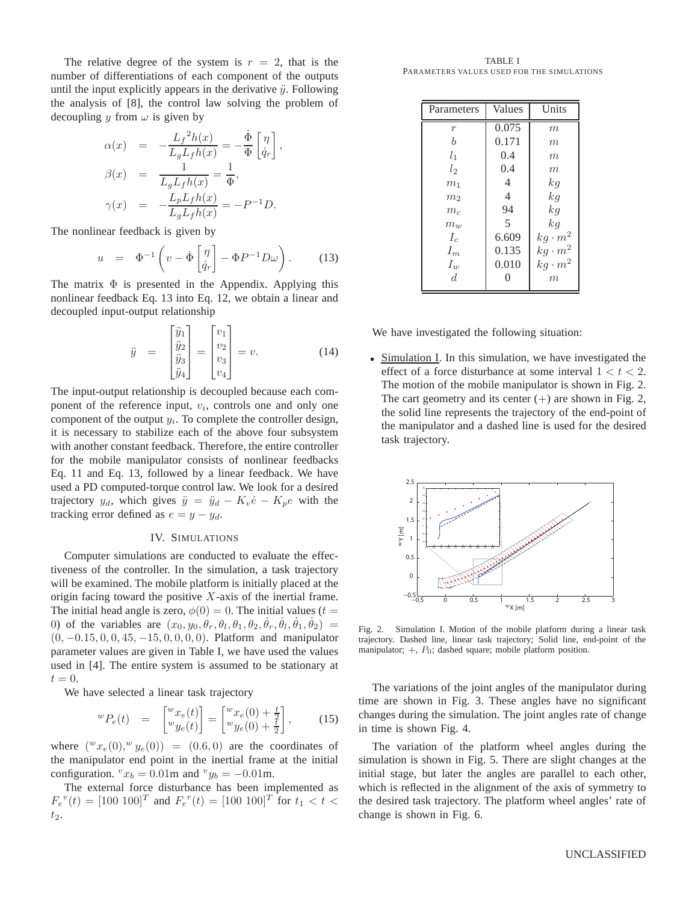The relative degree of the system is $r = 2$, that is the number of differentiations of each component of the outputs until the input explicitly appears in the derivative $\ddot{y}$. Following the analysis of [8], the control law solving the problem of decoupling $y$ from $\omega$ is given by

$$
\begin{aligned}
\alpha(x) &= -\frac{{L_f}^2 h(x)}{L_g L_f h(x)} = -\frac{\dot{\Phi}}{\Phi}\begin{bmatrix}\eta \\ \dot{q}_r\end{bmatrix}, \\
\beta(x) &= \frac{1}{L_g L_f h(x)} = \frac{1}{\Phi}, \\
\gamma(x) &= -\frac{L_p L_f h(x)}{L_g L_f h(x)} = -P^{-1} D.
\end{aligned}
$$

The nonlinear feedback is given by

$$
u = \Phi^{-1}\left(v - \dot{\Phi}\begin{bmatrix}\eta \\ \dot{q}_r\end{bmatrix} - \Phi P^{-1} D \omega\right). \qquad (13)
$$

The matrix $\Phi$ is presented in the Appendix. Applying this nonlinear feedback Eq. 13 into Eq. 12, we obtain a linear and decoupled input-output relationship

$$
\ddot{y} = \begin{bmatrix}\ddot{y}_1 \\ \ddot{y}_2 \\ \ddot{y}_3 \\ \ddot{y}_4\end{bmatrix} = \begin{bmatrix}v_1 \\ v_2 \\ v_3 \\ v_4\end{bmatrix} = v. \qquad (14)
$$

The input-output relationship is decoupled because each component of the reference input, $v_i$, controls one and only one component of the output $y_i$. To complete the controller design, it is necessary to stabilize each of the above four subsystem with another constant feedback. Therefore, the entire controller for the mobile manipulator consists of nonlinear feedbacks Eq. 11 and Eq. 13, followed by a linear feedback. We have used a PD computed-torque control law. We look for a desired trajectory $y_d$, which gives $\ddot{y} = \ddot{y}_d - K_v \dot{e} - K_p e$ with the tracking error defined as $e = y - y_d$.

## IV. Simulations

Computer simulations are conducted to evaluate the effectiveness of the controller. In the simulation, a task trajectory will be examined. The mobile platform is initially placed at the origin facing toward the positive $X$-axis of the inertial frame. The initial head angle is zero, $\phi(0) = 0$. The initial values ($t = 0$) of the variables are $(x_0, y_0, \theta_r, \theta_l, \theta_1, \theta_2, \dot{\theta}_r, \dot{\theta}_l, \dot{\theta}_1, \dot{\theta}_2) = (0, -0.15, 0, 0, 45, -15, 0, 0, 0, 0)$. Platform and manipulator parameter values are given in Table I, we have used the values used in [4]. The entire system is assumed to be stationary at $t = 0$.

We have selected a linear task trajectory

$$
{}^{w}P_e(t) = \begin{bmatrix}{}^{w}x_e(t) \\ {}^{w}y_e(t)\end{bmatrix} = \begin{bmatrix}{}^{w}x_e(0) + \frac{t}{2} \\ {}^{w}y_e(0) + \frac{t}{2}\end{bmatrix}, \qquad (15)
$$

where $({}^{w}x_e(0), {}^{w}y_e(0)) = (0.6, 0)$ are the coordinates of the manipulator end point in the inertial frame at the initial configuration. ${}^{v}x_b = 0.01$m and ${}^{v}y_b = -0.01$m.

The external force disturbance has been implemented as ${F_e}^{v}(t) = [100\ 100]^T$ and ${F_e}^{r}(t) = [100\ 100]^T$ for $t_1 < t < t_2$.

TABLE I
Parameters values used for the simulations

| Parameters | Values | Units |
|---|---|---|
| $r$ | 0.075 | $m$ |
| $b$ | 0.171 | $m$ |
| $l_1$ | 0.4 | $m$ |
| $l_2$ | 0.4 | $m$ |
| $m_1$ | 4 | $kg$ |
| $m_2$ | 4 | $kg$ |
| $m_c$ | 94 | $kg$ |
| $m_w$ | 5 | $kg$ |
| $I_c$ | 6.609 | $kg \cdot m^2$ |
| $I_m$ | 0.135 | $kg \cdot m^2$ |
| $I_w$ | 0.010 | $kg \cdot m^2$ |
| $d$ | 0 | $m$ |

We have investigated the following situation:

- Simulation I. In this simulation, we have investigated the effect of a force disturbance at some interval $1 < t < 2$. The motion of the mobile manipulator is shown in Fig. 2. The cart geometry and its center $(+)$ are shown in Fig. 2, the solid line represents the trajectory of the end-point of the manipulator and a dashed line is used for the desired task trajectory.

Fig. 2. Simulation I. Motion of the mobile platform during a linear task trajectory. Dashed line, linear task trajectory; Solid line, end-point of the manipulator; $+$, $P_0$; dashed square; mobile platform position.

The variations of the joint angles of the manipulator during time are shown in Fig. 3. These angles have no significant changes during the simulation. The joint angles rate of change in time is shown Fig. 4.

The variation of the platform wheel angles during the simulation is shown in Fig. 5. There are slight changes at the initial stage, but later the angles are parallel to each other, which is reflected in the alignment of the axis of symmetry to the desired task trajectory. The platform wheel angles' rate of change is shown in Fig. 6.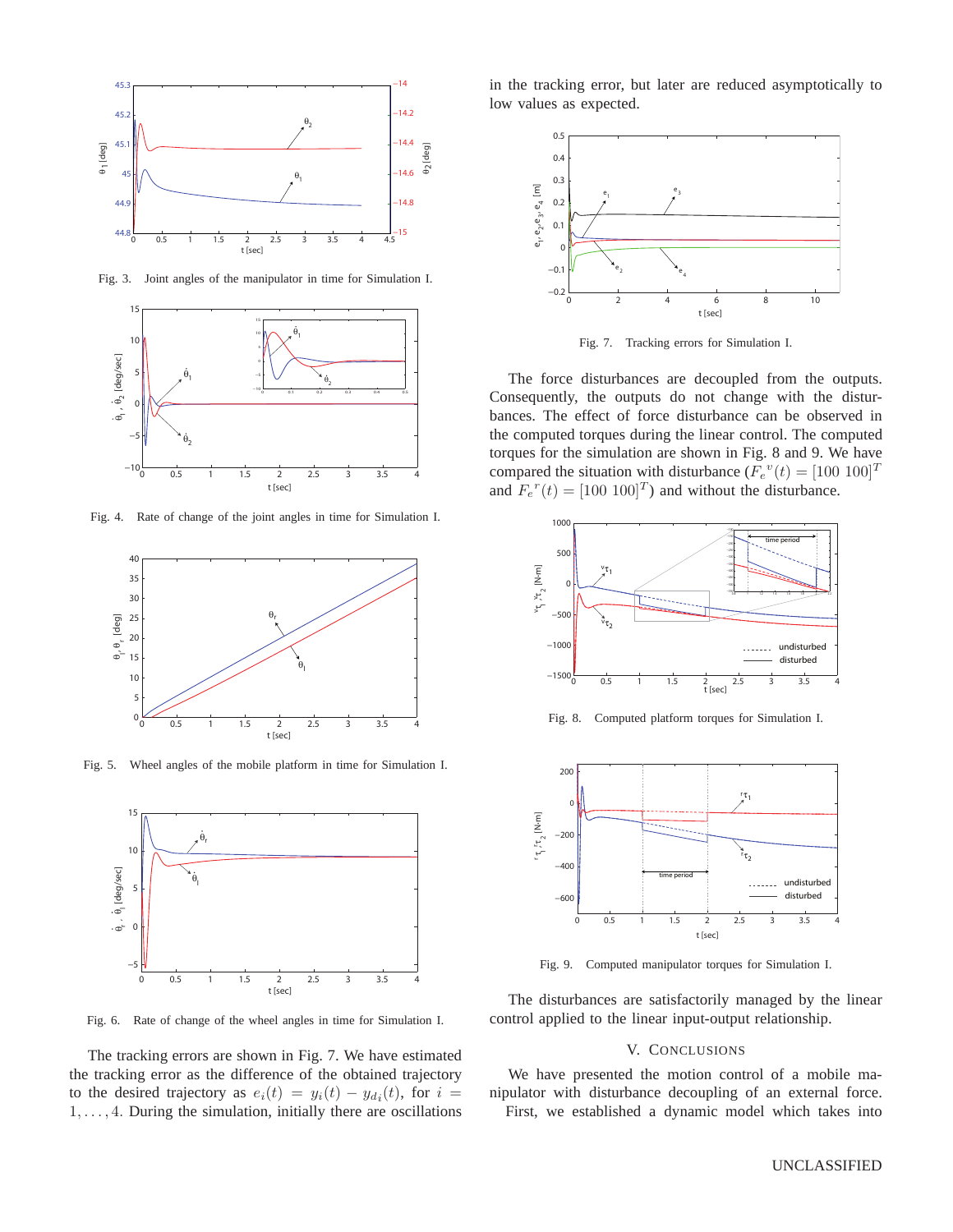Fig. 3. Joint angles of the manipulator in time for Simulation I.

Fig. 4. Rate of change of the joint angles in time for Simulation I.

Fig. 5. Wheel angles of the mobile platform in time for Simulation I.

Fig. 6. Rate of change of the wheel angles in time for Simulation I.

The tracking errors are shown in Fig. 7. We have estimated the tracking error as the difference of the obtained trajectory to the desired trajectory as $e_i(t) = y_i(t) - y_{d_i}(t)$, for $i = 1, \ldots, 4$. During the simulation, initially there are oscillations in the tracking error, but later are reduced asymptotically to low values as expected.

Fig. 7. Tracking errors for Simulation I.

The force disturbances are decoupled from the outputs. Consequently, the outputs do not change with the disturbances. The effect of force disturbance can be observed in the computed torques during the linear control. The computed torques for the simulation are shown in Fig. 8 and 9. We have compared the situation with disturbance ($F_e{}^v(t) = [100\ 100]^T$ and $F_e{}^r(t) = [100\ 100]^T$) and without the disturbance.

Fig. 8. Computed platform torques for Simulation I.

Fig. 9. Computed manipulator torques for Simulation I.

The disturbances are satisfactorily managed by the linear control applied to the linear input-output relationship.

## V. Conclusions

We have presented the motion control of a mobile manipulator with disturbance decoupling of an external force. First, we established a dynamic model which takes into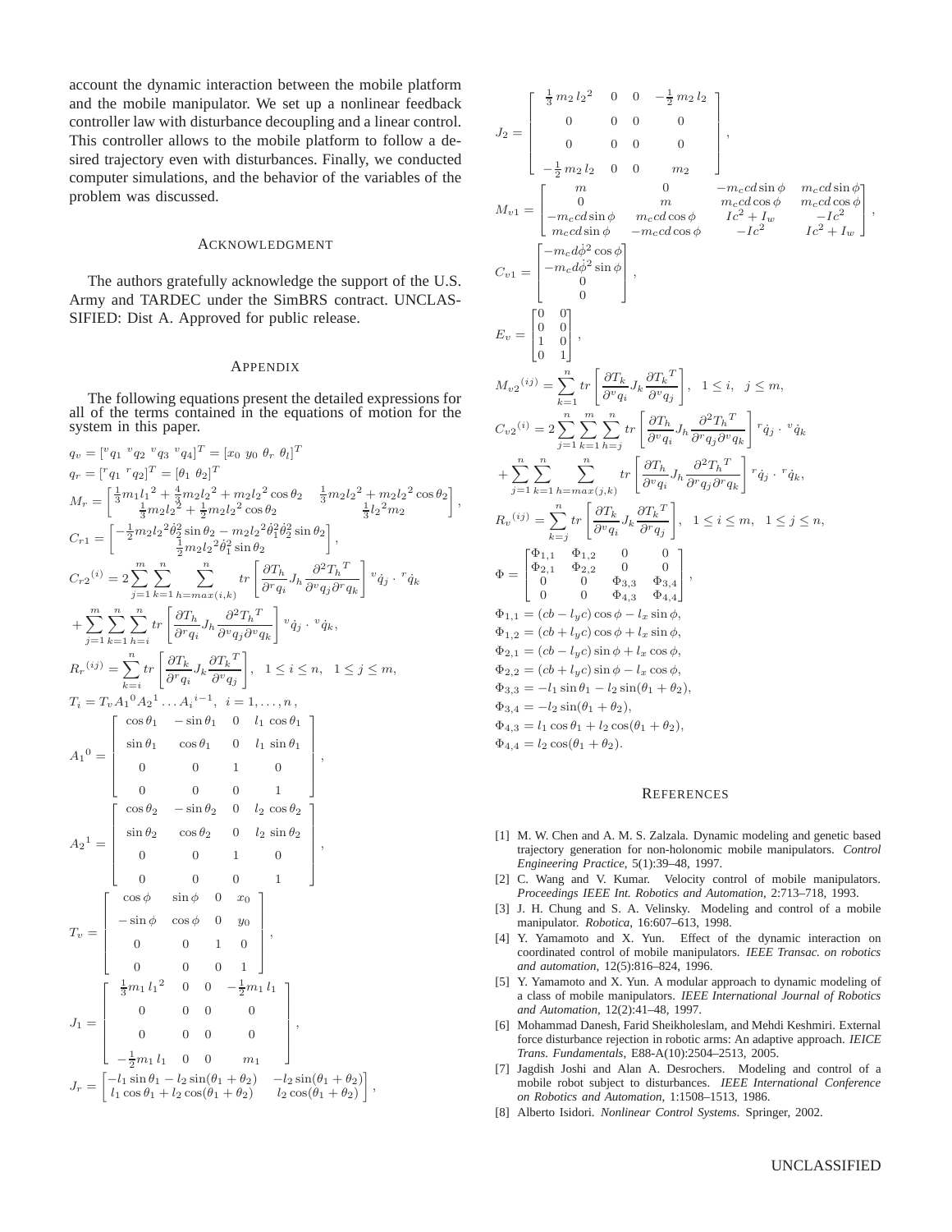account the dynamic interaction between the mobile platform and the mobile manipulator. We set up a nonlinear feedback controller law with disturbance decoupling and a linear control. This controller allows to the mobile platform to follow a desired trajectory even with disturbances. Finally, we conducted computer simulations, and the behavior of the variables of the problem was discussed.

## Acknowledgment

The authors gratefully acknowledge the support of the U.S. Army and TARDEC under the SimBRS contract. UNCLASSIFIED: Dist A. Approved for public release.

## Appendix

The following equations present the detailed expressions for all of the terms contained in the equations of motion for the system in this paper.

$$q_v = [{}^v q_1 \ {}^v q_2 \ {}^v q_3 \ {}^v q_4]^T = [x_0 \ y_0 \ \theta_r \ \theta_l]^T$$

$$q_r = [{}^r q_1 \ {}^r q_2]^T = [\theta_1 \ \theta_2]^T$$

$$M_r = \begin{bmatrix} \frac{1}{3}m_1 l_1{}^2 + \frac{4}{3}m_2 l_2{}^2 + m_2 l_2{}^2\cos\theta_2 & \frac{1}{3}m_2 l_2{}^2 + m_2 l_2{}^2\cos\theta_2 \\ \frac{1}{3}m_2 l_2{}^2 + \frac{1}{2}m_2 l_2{}^2\cos\theta_2 & \frac{1}{3}l_2{}^2 m_2 \end{bmatrix},$$

$$C_{r1} = \begin{bmatrix} -\frac{1}{2}m_2 l_2{}^2\dot{\theta}_2^2\sin\theta_2 - m_2 l_2{}^2\dot{\theta}_1^2\dot{\theta}_2^2\sin\theta_2 \\ \frac{1}{2}m_2 l_2{}^2\dot{\theta}_1^2\sin\theta_2 \end{bmatrix},$$

$$C_{r2}{}^{(i)} = 2\sum_{j=1}^{m}\sum_{k=1}^{n}\sum_{h=max(i,k)}^{n} tr\left[\frac{\partial T_h}{\partial^r q_i} J_h \frac{\partial^2 T_h{}^T}{\partial^v q_j \partial^r q_k}\right] {}^v\dot{q}_j \cdot {}^r\dot{q}_k$$

$$+ \sum_{j=1}^{m}\sum_{k=1}^{n}\sum_{h=i}^{n} tr\left[\frac{\partial T_h}{\partial^r q_i} J_h \frac{\partial^2 T_h{}^T}{\partial^v q_j \partial^v q_k}\right] {}^v\dot{q}_j \cdot {}^v\dot{q}_k,$$

$$R_r{}^{(ij)} = \sum_{k=i}^{n} tr\left[\frac{\partial T_k}{\partial^r q_i} J_k \frac{\partial T_k{}^T}{\partial^v q_j}\right], \quad 1 \le i \le n, \quad 1 \le j \le m,$$

$$T_i = T_v A_1{}^0 A_2{}^1 \ldots A_i{}^{i-1}, \ \ i = 1, \ldots, n,$$

$$A_1{}^0 = \begin{bmatrix} \cos\theta_1 & -\sin\theta_1 & 0 & l_1\cos\theta_1 \\ \sin\theta_1 & \cos\theta_1 & 0 & l_1\sin\theta_1 \\ 0 & 0 & 1 & 0 \\ 0 & 0 & 0 & 1 \end{bmatrix},$$

$$A_2{}^1 = \begin{bmatrix} \cos\theta_2 & -\sin\theta_2 & 0 & l_2\cos\theta_2 \\ \sin\theta_2 & \cos\theta_2 & 0 & l_2\sin\theta_2 \\ 0 & 0 & 1 & 0 \\ 0 & 0 & 0 & 1 \end{bmatrix},$$

$$T_v = \begin{bmatrix} \cos\phi & \sin\phi & 0 & x_0 \\ -\sin\phi & \cos\phi & 0 & y_0 \\ 0 & 0 & 1 & 0 \\ 0 & 0 & 0 & 1 \end{bmatrix},$$

$$J_1 = \begin{bmatrix} \frac{1}{3}m_1 l_1{}^2 & 0 & 0 & -\frac{1}{2}m_1 l_1 \\ 0 & 0 & 0 & 0 \\ 0 & 0 & 0 & 0 \\ -\frac{1}{2}m_1 l_1 & 0 & 0 & m_1 \end{bmatrix},$$

$$J_r = \begin{bmatrix} -l_1\sin\theta_1 - l_2\sin(\theta_1+\theta_2) & -l_2\sin(\theta_1+\theta_2) \\ l_1\cos\theta_1 + l_2\cos(\theta_1+\theta_2) & l_2\cos(\theta_1+\theta_2) \end{bmatrix},$$

$$J_2 = \begin{bmatrix} \frac{1}{3}m_2 l_2{}^2 & 0 & 0 & -\frac{1}{2}m_2 l_2 \\ 0 & 0 & 0 & 0 \\ 0 & 0 & 0 & 0 \\ -\frac{1}{2}m_2 l_2 & 0 & 0 & m_2 \end{bmatrix},$$

$$M_{v1} = \begin{bmatrix} m & 0 & -m_c cd\sin\phi & m_c cd\sin\phi \\ 0 & m & m_c cd\cos\phi & m_c cd\cos\phi \\ -m_c cd\sin\phi & m_c cd\cos\phi & Ic^2 + I_w & -Ic^2 \\ m_c cd\sin\phi & -m_c cd\cos\phi & -Ic^2 & Ic^2 + I_w \end{bmatrix},$$

$$C_{v1} = \begin{bmatrix} -m_c d\dot{\phi}^2\cos\phi \\ -m_c d\dot{\phi}^2\sin\phi \\ 0 \\ 0 \end{bmatrix},$$

$$E_v = \begin{bmatrix} 0 & 0 \\ 0 & 0 \\ 1 & 0 \\ 0 & 1 \end{bmatrix},$$

$$M_{v2}{}^{(ij)} = \sum_{k=1}^{n} tr\left[\frac{\partial T_k}{\partial^v q_i} J_k \frac{\partial T_k{}^T}{\partial^v q_j}\right], \quad 1 \le i, \quad j \le m,$$

$$C_{v2}{}^{(i)} = 2\sum_{j=1}^{n}\sum_{k=1}^{m}\sum_{h=j}^{n} tr\left[\frac{\partial T_h}{\partial^v q_i} J_h \frac{\partial^2 T_h{}^T}{\partial^r q_j \partial^v q_k}\right] {}^r\dot{q}_j \cdot {}^v\dot{q}_k$$

$$+ \sum_{j=1}^{n}\sum_{k=1}^{n}\sum_{h=max(j,k)}^{n} tr\left[\frac{\partial T_h}{\partial^v q_i} J_h \frac{\partial^2 T_h{}^T}{\partial^r q_j \partial^r q_k}\right] {}^r\dot{q}_j \cdot {}^r\dot{q}_k,$$

$$R_v{}^{(ij)} = \sum_{k=j}^{n} tr\left[\frac{\partial T_k}{\partial^v q_i} J_k \frac{\partial T_k{}^T}{\partial^r q_j}\right], \quad 1 \le i \le m, \quad 1 \le j \le n,$$

$$\Phi = \begin{bmatrix} \Phi_{1,1} & \Phi_{1,2} & 0 & 0 \\ \Phi_{2,1} & \Phi_{2,2} & 0 & 0 \\ 0 & 0 & \Phi_{3,3} & \Phi_{3,4} \\ 0 & 0 & \Phi_{4,3} & \Phi_{4,4} \end{bmatrix},$$

$$\Phi_{1,1} = (cb - l_y c)\cos\phi - l_x\sin\phi,$$
$$\Phi_{1,2} = (cb + l_y c)\cos\phi + l_x\sin\phi,$$
$$\Phi_{2,1} = (cb - l_y c)\sin\phi + l_x\cos\phi,$$
$$\Phi_{2,2} = (cb + l_y c)\sin\phi - l_x\cos\phi,$$
$$\Phi_{3,3} = -l_1\sin\theta_1 - l_2\sin(\theta_1+\theta_2),$$
$$\Phi_{3,4} = -l_2\sin(\theta_1+\theta_2),$$
$$\Phi_{4,3} = l_1\cos\theta_1 + l_2\cos(\theta_1+\theta_2),$$
$$\Phi_{4,4} = l_2\cos(\theta_1+\theta_2).$$

## References

[1] M. W. Chen and A. M. S. Zalzala. Dynamic modeling and genetic based trajectory generation for non-holonomic mobile manipulators. *Control Engineering Practice*, 5(1):39–48, 1997.

[2] C. Wang and V. Kumar. Velocity control of mobile manipulators. *Proceedings IEEE Int. Robotics and Automation*, 2:713–718, 1993.

[3] J. H. Chung and S. A. Velinsky. Modeling and control of a mobile manipulator. *Robotica*, 16:607–613, 1998.

[4] Y. Yamamoto and X. Yun. Effect of the dynamic interaction on coordinated control of mobile manipulators. *IEEE Transac. on robotics and automation*, 12(5):816–824, 1996.

[5] Y. Yamamoto and X. Yun. A modular approach to dynamic modeling of a class of mobile manipulators. *IEEE International Journal of Robotics and Automation*, 12(2):41–48, 1997.

[6] Mohammad Danesh, Farid Sheikholeslam, and Mehdi Keshmiri. External force disturbance rejection in robotic arms: An adaptive approach. *IEICE Trans. Fundamentals*, E88-A(10):2504–2513, 2005.

[7] Jagdish Joshi and Alan A. Desrochers. Modeling and control of a mobile robot subject to disturbances. *IEEE International Conference on Robotics and Automation*, 1:1508–1513, 1986.

[8] Alberto Isidori. *Nonlinear Control Systems*. Springer, 2002.

UNCLASSIFIED